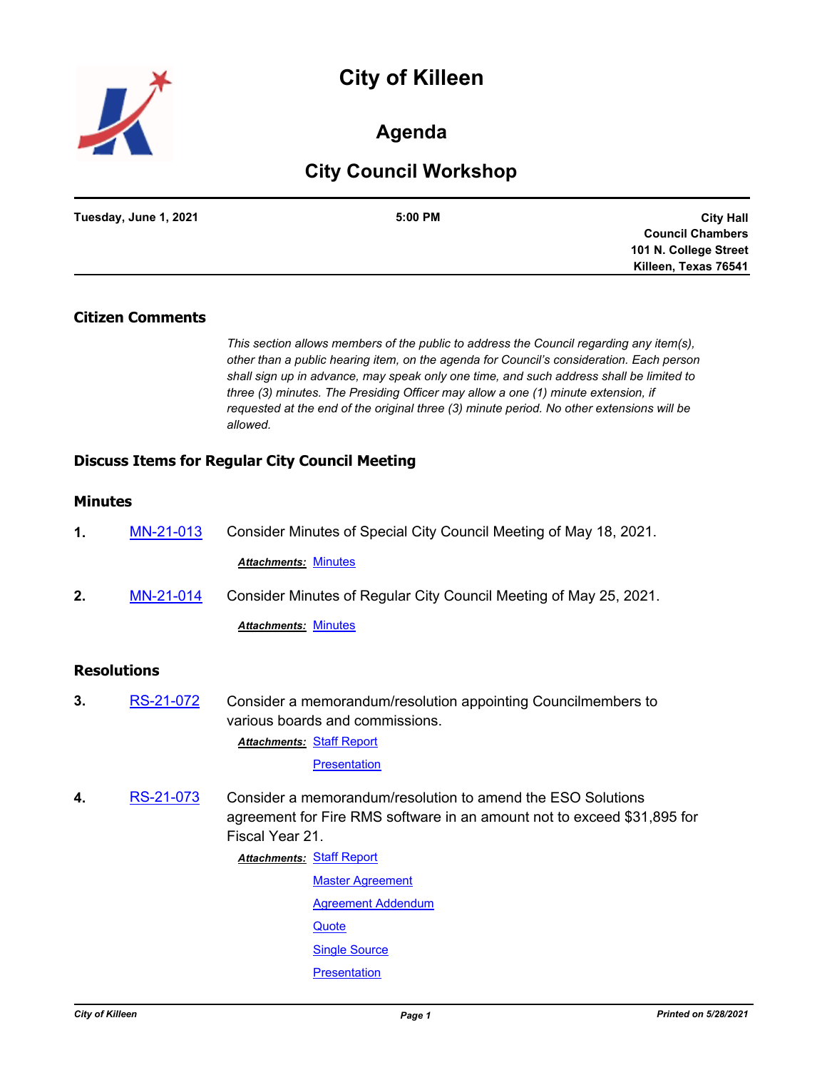# City of Killeen

## Agenda

## City Council Workshop

| | | |
|---|---|---|
| **Tuesday, June 1, 2021** | **5:00 PM** | **City Hall Council Chambers 101 N. College Street Killeen, Texas 76541** |

### Citizen Comments

*This section allows members of the public to address the Council regarding any item(s), other than a public hearing item, on the agenda for Council's consideration. Each person shall sign up in advance, may speak only one time, and such address shall be limited to three (3) minutes. The Presiding Officer may allow a one (1) minute extension, if requested at the end of the original three (3) minute period. No other extensions will be allowed.*

### Discuss Items for Regular City Council Meeting

### Minutes

**1.** MN-21-013 Consider Minutes of Special City Council Meeting of May 18, 2021.

***Attachments:*** Minutes

**2.** MN-21-014 Consider Minutes of Regular City Council Meeting of May 25, 2021.

***Attachments:*** Minutes

### Resolutions

**3.** RS-21-072 Consider a memorandum/resolution appointing Councilmembers to various boards and commissions.

***Attachments:*** Staff Report
Presentation

**4.** RS-21-073 Consider a memorandum/resolution to amend the ESO Solutions agreement for Fire RMS software in an amount not to exceed $31,895 for Fiscal Year 21.

***Attachments:*** Staff Report
Master Agreement
Agreement Addendum
Quote
Single Source
Presentation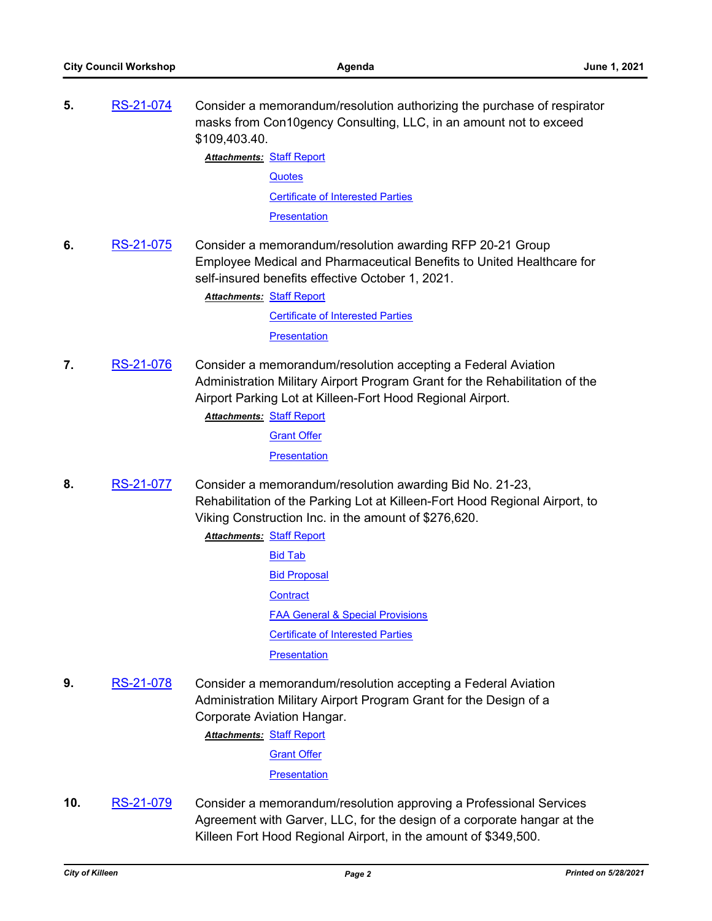5. RS-21-074 Consider a memorandum/resolution authorizing the purchase of respirator masks from Con10gency Consulting, LLC, in an amount not to exceed $109,403.40.

   ***Attachments:*** Staff Report
   Quotes
   Certificate of Interested Parties
   Presentation

6. RS-21-075 Consider a memorandum/resolution awarding RFP 20-21 Group Employee Medical and Pharmaceutical Benefits to United Healthcare for self-insured benefits effective October 1, 2021.

   ***Attachments:*** Staff Report
   Certificate of Interested Parties
   Presentation

7. RS-21-076 Consider a memorandum/resolution accepting a Federal Aviation Administration Military Airport Program Grant for the Rehabilitation of the Airport Parking Lot at Killeen-Fort Hood Regional Airport.

   ***Attachments:*** Staff Report
   Grant Offer
   Presentation

8. RS-21-077 Consider a memorandum/resolution awarding Bid No. 21-23, Rehabilitation of the Parking Lot at Killeen-Fort Hood Regional Airport, to Viking Construction Inc. in the amount of $276,620.

   ***Attachments:*** Staff Report
   Bid Tab
   Bid Proposal
   Contract
   FAA General & Special Provisions
   Certificate of Interested Parties
   Presentation

9. RS-21-078 Consider a memorandum/resolution accepting a Federal Aviation Administration Military Airport Program Grant for the Design of a Corporate Aviation Hangar.

   ***Attachments:*** Staff Report
   Grant Offer
   Presentation

10. RS-21-079 Consider a memorandum/resolution approving a Professional Services Agreement with Garver, LLC, for the design of a corporate hangar at the Killeen Fort Hood Regional Airport, in the amount of $349,500.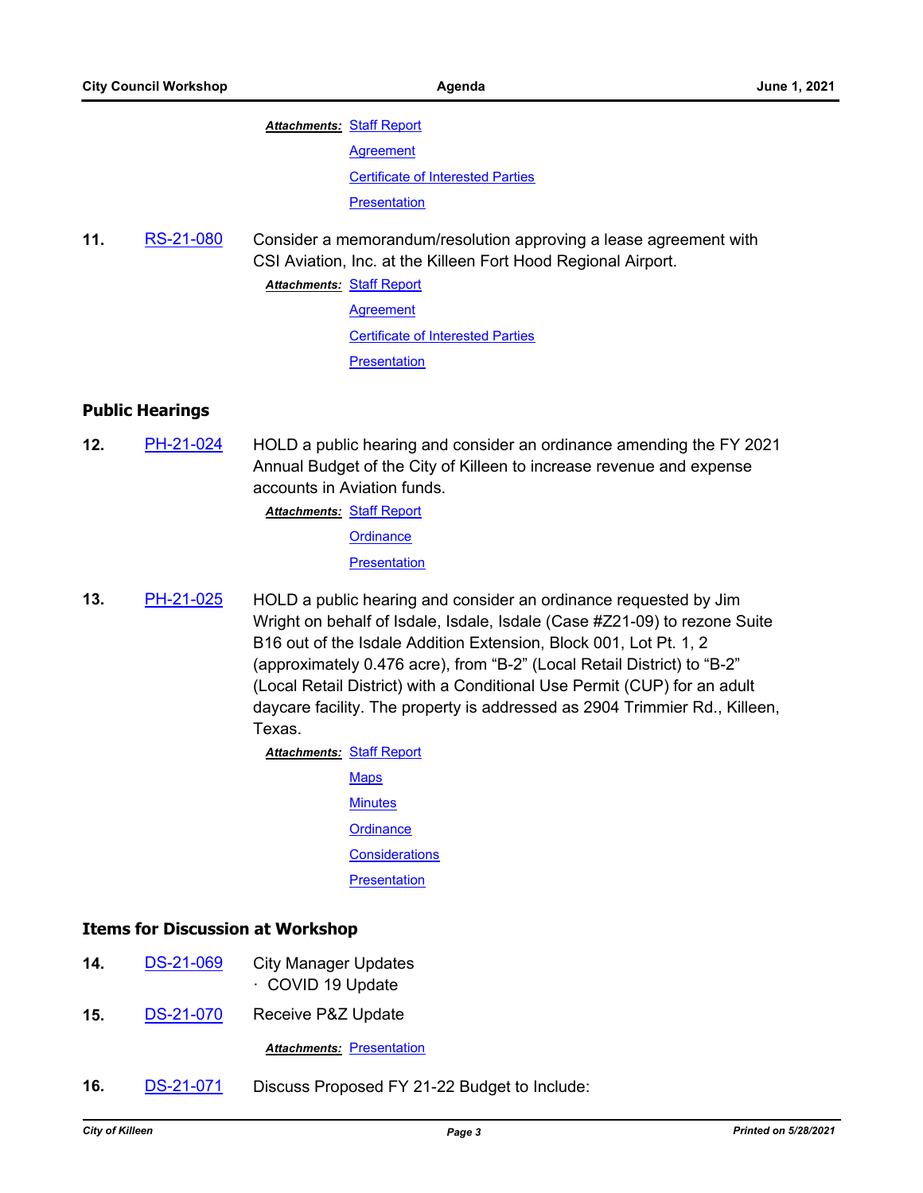***Attachments:*** Staff Report

Agreement

Certificate of Interested Parties

Presentation

**11.** RS-21-080 Consider a memorandum/resolution approving a lease agreement with CSI Aviation, Inc. at the Killeen Fort Hood Regional Airport.

***Attachments:*** Staff Report

Agreement

Certificate of Interested Parties

Presentation

## Public Hearings

**12.** PH-21-024 HOLD a public hearing and consider an ordinance amending the FY 2021 Annual Budget of the City of Killeen to increase revenue and expense accounts in Aviation funds.

***Attachments:*** Staff Report

Ordinance

Presentation

**13.** PH-21-025 HOLD a public hearing and consider an ordinance requested by Jim Wright on behalf of Isdale, Isdale, Isdale (Case #Z21-09) to rezone Suite B16 out of the Isdale Addition Extension, Block 001, Lot Pt. 1, 2 (approximately 0.476 acre), from "B-2" (Local Retail District) to "B-2" (Local Retail District) with a Conditional Use Permit (CUP) for an adult daycare facility. The property is addressed as 2904 Trimmier Rd., Killeen, Texas.

***Attachments:*** Staff Report

Maps

Minutes

Ordinance

Considerations

Presentation

## Items for Discussion at Workshop

**14.** DS-21-069 City Manager Updates
· COVID 19 Update

**15.** DS-21-070 Receive P&Z Update

***Attachments:*** Presentation

**16.** DS-21-071 Discuss Proposed FY 21-22 Budget to Include: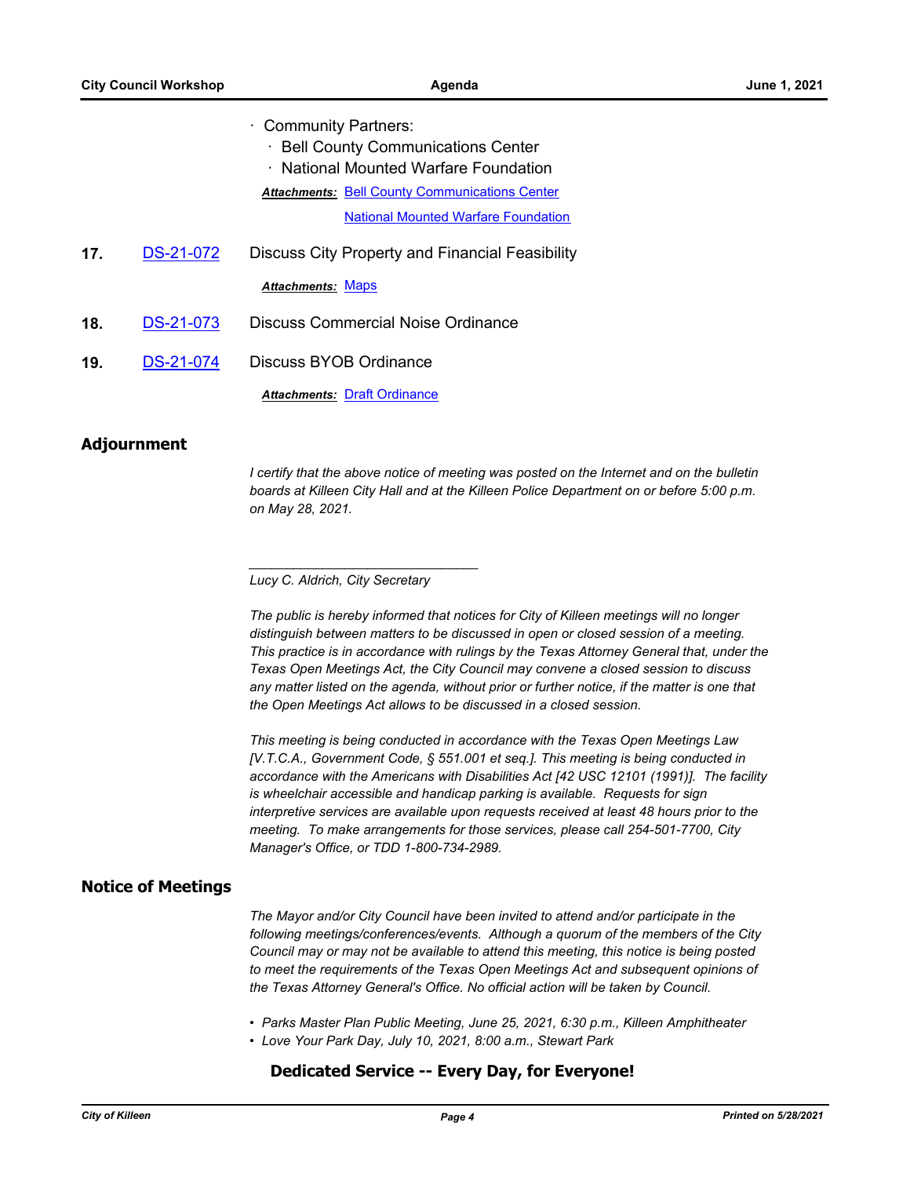- Community Partners:
  - Bell County Communications Center
  - National Mounted Warfare Foundation

***Attachments:*** Bell County Communications Center
National Mounted Warfare Foundation

**17.** DS-21-072 Discuss City Property and Financial Feasibility

***Attachments:*** Maps

**18.** DS-21-073 Discuss Commercial Noise Ordinance

**19.** DS-21-074 Discuss BYOB Ordinance

***Attachments:*** Draft Ordinance

## Adjournment

*I certify that the above notice of meeting was posted on the Internet and on the bulletin boards at Killeen City Hall and at the Killeen Police Department on or before 5:00 p.m. on May 28, 2021.*

_______________________________

*Lucy C. Aldrich, City Secretary*

*The public is hereby informed that notices for City of Killeen meetings will no longer distinguish between matters to be discussed in open or closed session of a meeting. This practice is in accordance with rulings by the Texas Attorney General that, under the Texas Open Meetings Act, the City Council may convene a closed session to discuss any matter listed on the agenda, without prior or further notice, if the matter is one that the Open Meetings Act allows to be discussed in a closed session.*

*This meeting is being conducted in accordance with the Texas Open Meetings Law [V.T.C.A., Government Code, § 551.001 et seq.]. This meeting is being conducted in accordance with the Americans with Disabilities Act [42 USC 12101 (1991)]. The facility is wheelchair accessible and handicap parking is available. Requests for sign interpretive services are available upon requests received at least 48 hours prior to the meeting. To make arrangements for those services, please call 254-501-7700, City Manager's Office, or TDD 1-800-734-2989.*

## Notice of Meetings

*The Mayor and/or City Council have been invited to attend and/or participate in the following meetings/conferences/events. Although a quorum of the members of the City Council may or may not be available to attend this meeting, this notice is being posted to meet the requirements of the Texas Open Meetings Act and subsequent opinions of the Texas Attorney General's Office. No official action will be taken by Council.*

- *Parks Master Plan Public Meeting, June 25, 2021, 6:30 p.m., Killeen Amphitheater*
- *Love Your Park Day, July 10, 2021, 8:00 a.m., Stewart Park*

**Dedicated Service -- Every Day, for Everyone!**